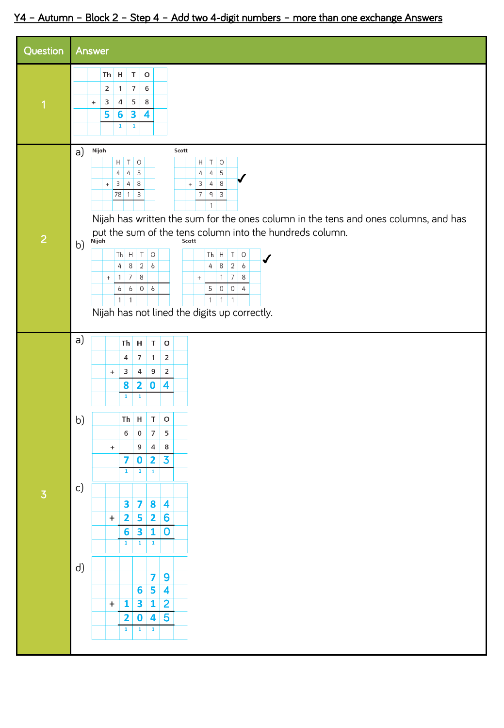# Y4 – Autumn – Block 2 – Step 4 – Add two 4-digit numbers – more than one exchange Answers

| Question | Answer |
|---|---|
| 1 | See working below |
| 2 | See working below |
| 3 | See working below |

**Question 1**

| | Th | H | T | O |
|---|---|---|---|---|
| | 2 | 1 | 7 | 6 |
| + | 3 | 4 | 5 | 8 |
| | 5 | 6 | 3 | 4 |
| | | 1 | 1 | |

**Question 2**

a) Nijah

| | H | T | O |
|---|---|---|---|
| | 4 | 4 | 5 |
| + | 3 | 4 | 8 |
| | 78 | 1 | 3 |

Scott ✓

| | H | T | O |
|---|---|---|---|
| | 4 | 4 | 5 |
| + | 3 | 4 | 8 |
| | 7 | 9 | 3 |
| | | 1 | |

Nijah has written the sum for the ones column in the tens and ones columns, and has put the sum of the tens column into the hundreds column.

b) Nijah

| | Th | H | T | O |
|---|---|---|---|---|
| | 4 | 8 | 2 | 6 |
| + | 1 | 7 | 8 | |
| | 6 | 6 | 0 | 6 |
| | 1 | 1 | | |

Scott ✓

| | Th | H | T | O |
|---|---|---|---|---|
| | 4 | 8 | 2 | 6 |
| + | | 1 | 7 | 8 |
| | 5 | 0 | 0 | 4 |
| | 1 | 1 | 1 | |

Nijah has not lined the digits up correctly.

**Question 3**

a)

| | Th | H | T | O |
|---|---|---|---|---|
| | 4 | 7 | 1 | 2 |
| + | 3 | 4 | 9 | 2 |
| | 8 | 2 | 0 | 4 |
| | 1 | 1 | | |

b)

| | Th | H | T | O |
|---|---|---|---|---|
| | 6 | 0 | 7 | 5 |
| + | | 9 | 4 | 8 |
| | 7 | 0 | 2 | 3 |
| | 1 | 1 | 1 | |

c)

| | | | | |
|---|---|---|---|---|
| | 3 | 7 | 8 | 4 |
| + | 2 | 5 | 2 | 6 |
| | 6 | 3 | 1 | 0 |
| | 1 | 1 | 1 | |

d)

| | | | | |
|---|---|---|---|---|
| | | | 7 | 9 |
| | | 6 | 5 | 4 |
| + | 1 | 3 | 1 | 2 |
| | 2 | 0 | 4 | 5 |
| | 1 | 1 | 1 | |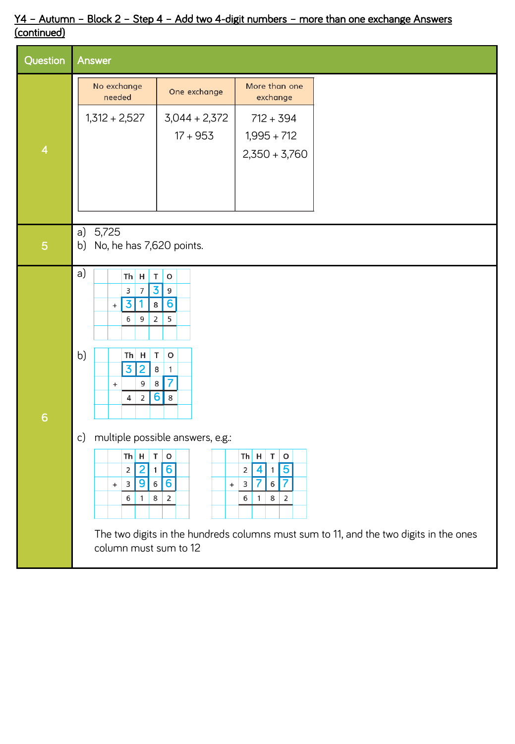# Y4 – Autumn – Block 2 – Step 4 – Add two 4-digit numbers – more than one exchange Answers (continued)

| Question | Answer |
|---|---|
| 4 | See table below |
| 5 | a) 5,725<br>b) No, he has 7,620 points. |
| 6 | See answers below |

**Question 4**

| No exchange needed | One exchange | More than one exchange |
|---|---|---|
| 1,312 + 2,527 | 3,044 + 2,372<br>17 + 953 | 712 + 394<br>1,995 + 712<br>2,350 + 3,760 |

**Question 5**

a) 5,725

b) No, he has 7,620 points.

**Question 6**

a)

| | Th | H | T | O |
|---|---|---|---|---|
| | 3 | 7 | 3 | 9 |
| + | 3 | 1 | 8 | 6 |
| | 6 | 9 | 2 | 5 |

b)

| | Th | H | T | O |
|---|---|---|---|---|
| | 3 | 2 | 8 | 1 |
| + | | 9 | 8 | 7 |
| | 4 | 2 | 6 | 8 |

c) multiple possible answers, e.g.:

| | Th | H | T | O |
|---|---|---|---|---|
| | 2 | 2 | 1 | 6 |
| + | 3 | 9 | 6 | 6 |
| | 6 | 1 | 8 | 2 |

| | Th | H | T | O |
|---|---|---|---|---|
| | 2 | 4 | 1 | 5 |
| + | 3 | 7 | 6 | 7 |
| | 6 | 1 | 8 | 2 |

The two digits in the hundreds columns must sum to 11, and the two digits in the ones column must sum to 12